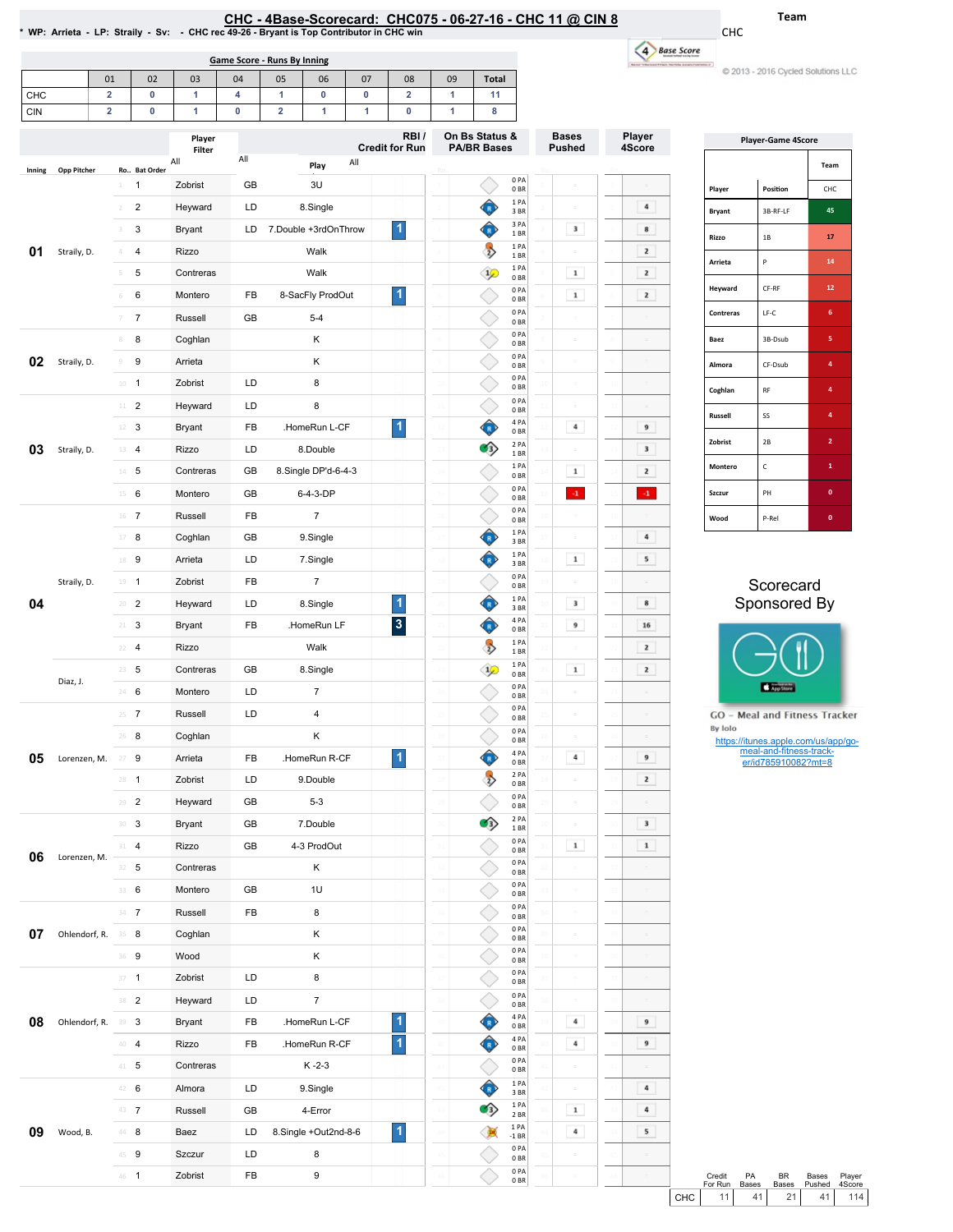# CHC - 4Base-Scorecard: CHC075 - 06-27-16 - CHC 11 @ CIN 8

* WP: Arrieta - LP: Straily - Sv: - CHC rec 49-26 - Bryant is Top Contributor in CHC win

Team: CHC

© 2013 - 2016 Cycled Solutions LLC

## Game Score - Runs By Inning

| | 01 | 02 | 03 | 04 | 05 | 06 | 07 | 08 | 09 | Total |
|---|---|---|---|---|---|---|---|---|---|---|
| CHC | 2 | 0 | 1 | 4 | 1 | 0 | 0 | 2 | 1 | 11 |
| CIN | 2 | 0 | 1 | 0 | 2 | 1 | 1 | 0 | 1 | 8 |

| Inning | Opp Pitcher | Ro.. | Bat Order | Player | | Play | RBI / Credit for Run | On Bs Status & PA/BR Bases | Bases Pushed | Player 4Score |
|---|---|---|---|---|---|---|---|---|---|---|
| 01 | Straily, D. | 1 | 1 | Zobrist | GB | 3U | | 0 PA 0 BR | | |
| | | 2 | 2 | Heyward | LD | 8.Single | | 1 PA 3 BR | | 4 |
| | | 3 | 3 | Bryant | LD | 7.Double +3rdOnThrow | 1 | 3 PA 1 BR | 3 | 8 |
| | | 4 | 4 | Rizzo | | Walk | | 1 PA 1 BR | | 2 |
| | | 5 | 5 | Contreras | | Walk | | 1 PA 0 BR | 1 | 2 |
| | | 6 | 6 | Montero | FB | 8-SacFly ProdOut | 1 | 0 PA 0 BR | 1 | 2 |
| | | 7 | 7 | Russell | GB | 5-4 | | 0 PA 0 BR | | |
| 02 | Straily, D. | 8 | 8 | Coghlan | | K | | 0 PA 0 BR | | |
| | | 9 | 9 | Arrieta | | K | | 0 PA 0 BR | | |
| | | 10 | 1 | Zobrist | LD | 8 | | 0 PA 0 BR | | |
| 03 | Straily, D. | 11 | 2 | Heyward | LD | 8 | | 0 PA 0 BR | | |
| | | 12 | 3 | Bryant | FB | .HomeRun L-CF | 1 | 4 PA 0 BR | 4 | 9 |
| | | 13 | 4 | Rizzo | LD | 8.Double | | 2 PA 1 BR | | 3 |
| | | 14 | 5 | Contreras | GB | 8.Single DP'd-6-4-3 | | 1 PA 0 BR | 1 | 2 |
| | | 15 | 6 | Montero | GB | 6-4-3-DP | | 0 PA 0 BR | -1 | -1 |
| 04 | Straily, D. | 16 | 7 | Russell | FB | 7 | | 0 PA 0 BR | | |
| | | 17 | 8 | Coghlan | GB | 9.Single | | 1 PA 3 BR | | 4 |
| | | 18 | 9 | Arrieta | LD | 7.Single | | 1 PA 3 BR | 1 | 5 |
| | | 19 | 1 | Zobrist | FB | 7 | | 0 PA 0 BR | | |
| | | 20 | 2 | Heyward | LD | 8.Single | 1 | 1 PA 3 BR | 3 | 8 |
| | | 21 | 3 | Bryant | FB | .HomeRun LF | 3 | 4 PA 0 BR | 9 | 16 |
| | | 22 | 4 | Rizzo | | Walk | | 1 PA 1 BR | | 2 |
| | Diaz, J. | 23 | 5 | Contreras | GB | 8.Single | | 1 PA 0 BR | 1 | 2 |
| | | 24 | 6 | Montero | LD | 7 | | 0 PA 0 BR | | |
| 05 | Lorenzen, M. | 25 | 7 | Russell | LD | 4 | | 0 PA 0 BR | | |
| | | 26 | 8 | Coghlan | | K | | 0 PA 0 BR | | |
| | | 27 | 9 | Arrieta | FB | .HomeRun R-CF | 1 | 4 PA 0 BR | 4 | 9 |
| | | 28 | 1 | Zobrist | LD | 9.Double | | 2 PA 0 BR | | 2 |
| | | 29 | 2 | Heyward | GB | 5-3 | | 0 PA 0 BR | | |
| 06 | Lorenzen, M. | 30 | 3 | Bryant | GB | 7.Double | | 2 PA 1 BR | | 3 |
| | | 31 | 4 | Rizzo | GB | 4-3 ProdOut | | 0 PA 0 BR | 1 | 1 |
| | | 32 | 5 | Contreras | | K | | 0 PA 0 BR | | |
| | | 33 | 6 | Montero | GB | 1U | | 0 PA 0 BR | | |
| 07 | Ohlendorf, R. | 34 | 7 | Russell | FB | 8 | | 0 PA 0 BR | | |
| | | 35 | 8 | Coghlan | | K | | 0 PA 0 BR | | |
| | | 36 | 9 | Wood | | K | | 0 PA 0 BR | | |
| 08 | Ohlendorf, R. | 37 | 1 | Zobrist | LD | 8 | | 0 PA 0 BR | | |
| | | 38 | 2 | Heyward | LD | 7 | | 0 PA 0 BR | | |
| | | 39 | 3 | Bryant | FB | .HomeRun L-CF | 1 | 4 PA 0 BR | 4 | 9 |
| | | 40 | 4 | Rizzo | FB | .HomeRun R-CF | 1 | 4 PA 0 BR | 4 | 9 |
| | | 41 | 5 | Contreras | | K -2-3 | | 0 PA 0 BR | | |
| 09 | Wood, B. | 42 | 6 | Almora | LD | 9.Single | | 1 PA 3 BR | | 4 |
| | | 43 | 7 | Russell | GB | 4-Error | | 1 PA 2 BR | 1 | 4 |
| | | 44 | 8 | Baez | LD | 8.Single +Out2nd-8-6 | 1 | 1 PA -1 BR | 4 | 5 |
| | | 45 | 9 | Szczur | LD | 8 | | 0 PA 0 BR | | |
| | | 46 | 1 | Zobrist | FB | 9 | | 0 PA 0 BR | | |

| | Credit For Run | PA Bases | BR Bases | Bases Pushed | Player 4Score |
|---|---|---|---|---|---|
| CHC | 11 | 41 | 21 | 41 | 114 |

## Player-Game 4Score

| Player | Position | CHC |
|---|---|---|
| Bryant | 3B-RF-LF | 45 |
| Rizzo | 1B | 17 |
| Arrieta | P | 14 |
| Heyward | CF-RF | 12 |
| Contreras | LF-C | 6 |
| Baez | 3B-Dsub | 5 |
| Almora | CF-Dsub | 4 |
| Coghlan | RF | 4 |
| Russell | SS | 4 |
| Zobrist | 2B | 2 |
| Montero | C | 1 |
| Szczur | PH | 0 |
| Wood | P-Rel | 0 |

Scorecard Sponsored By

GO - Meal and Fitness Tracker
By Iolo
https://itunes.apple.com/us/app/go-meal-and-fitness-track-er/id785910082?mt=8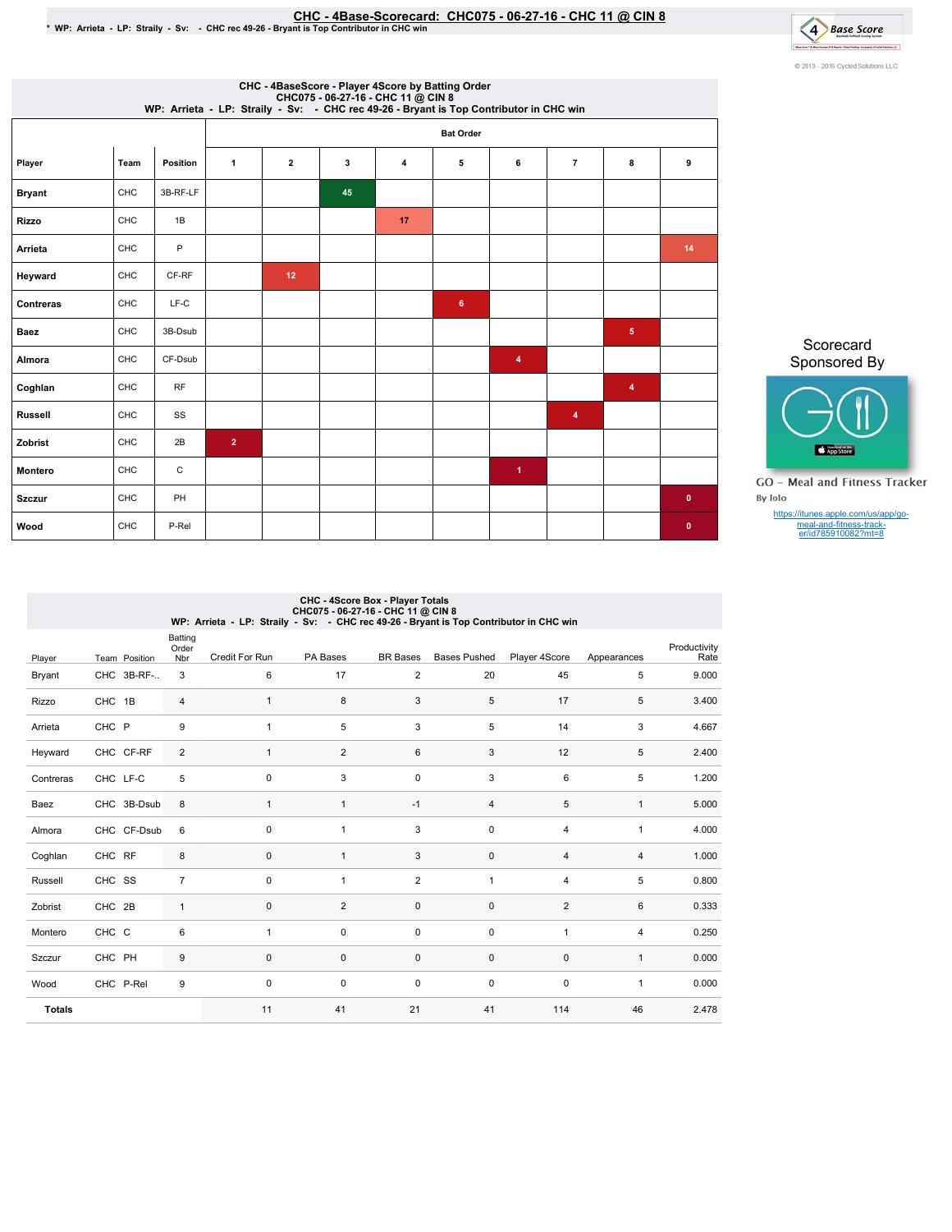# CHC - 4Base-Scorecard: CHC075 - 06-27-16 - CHC 11 @ CIN 8

\* WP: Arrieta - LP: Straily - Sv: - CHC rec 49-26 - Bryant is Top Contributor in CHC win

© 2013 - 2016 Cycled Solutions LLC

## CHC - 4BaseScore - Player 4Score by Batting Order
CHC075 - 06-27-16 - CHC 11 @ CIN 8
WP: Arrieta - LP: Straily - Sv: - CHC rec 49-26 - Bryant is Top Contributor in CHC win

| Player | Team | Position | Bat Order 1 | 2 | 3 | 4 | 5 | 6 | 7 | 8 | 9 |
|---|---|---|---|---|---|---|---|---|---|---|---|
| Bryant | CHC | 3B-RF-LF | | | 45 | | | | | | |
| Rizzo | CHC | 1B | | | | 17 | | | | | |
| Arrieta | CHC | P | | | | | | | | | 14 |
| Heyward | CHC | CF-RF | | 12 | | | | | | | |
| Contreras | CHC | LF-C | | | | | 6 | | | | |
| Baez | CHC | 3B-Dsub | | | | | | | | 5 | |
| Almora | CHC | CF-Dsub | | | | | | 4 | | | |
| Coghlan | CHC | RF | | | | | | | | 4 | |
| Russell | CHC | SS | | | | | | | 4 | | |
| Zobrist | CHC | 2B | 2 | | | | | | | | |
| Montero | CHC | C | | | | | | 1 | | | |
| Szczur | CHC | PH | | | | | | | | | 0 |
| Wood | CHC | P-Rel | | | | | | | | | 0 |

Scorecard Sponsored By

GO - Meal and Fitness Tracker
By Iolo

https://itunes.apple.com/us/app/go-meal-and-fitness-track-er/id785910082?mt=8

## CHC - 4Score Box - Player Totals
CHC075 - 06-27-16 - CHC 11 @ CIN 8
WP: Arrieta - LP: Straily - Sv: - CHC rec 49-26 - Bryant is Top Contributor in CHC win

| Player | Team | Position | Batting Order Nbr | Credit For Run | PA Bases | BR Bases | Bases Pushed | Player 4Score | Appearances | Productivity Rate |
|---|---|---|---|---|---|---|---|---|---|---|
| Bryant | CHC | 3B-RF-.. | 3 | 6 | 17 | 2 | 20 | 45 | 5 | 9.000 |
| Rizzo | CHC | 1B | 4 | 1 | 8 | 3 | 5 | 17 | 5 | 3.400 |
| Arrieta | CHC | P | 9 | 1 | 5 | 3 | 5 | 14 | 3 | 4.667 |
| Heyward | CHC | CF-RF | 2 | 1 | 2 | 6 | 3 | 12 | 5 | 2.400 |
| Contreras | CHC | LF-C | 5 | 0 | 3 | 0 | 3 | 6 | 5 | 1.200 |
| Baez | CHC | 3B-Dsub | 8 | 1 | 1 | -1 | 4 | 5 | 1 | 5.000 |
| Almora | CHC | CF-Dsub | 6 | 0 | 1 | 3 | 0 | 4 | 1 | 4.000 |
| Coghlan | CHC | RF | 8 | 0 | 1 | 3 | 0 | 4 | 4 | 1.000 |
| Russell | CHC | SS | 7 | 0 | 1 | 2 | 1 | 4 | 5 | 0.800 |
| Zobrist | CHC | 2B | 1 | 0 | 2 | 0 | 0 | 2 | 6 | 0.333 |
| Montero | CHC | C | 6 | 1 | 0 | 0 | 0 | 1 | 4 | 0.250 |
| Szczur | CHC | PH | 9 | 0 | 0 | 0 | 0 | 0 | 1 | 0.000 |
| Wood | CHC | P-Rel | 9 | 0 | 0 | 0 | 0 | 0 | 1 | 0.000 |
| **Totals** | | | | 11 | 41 | 21 | 41 | 114 | 46 | 2.478 |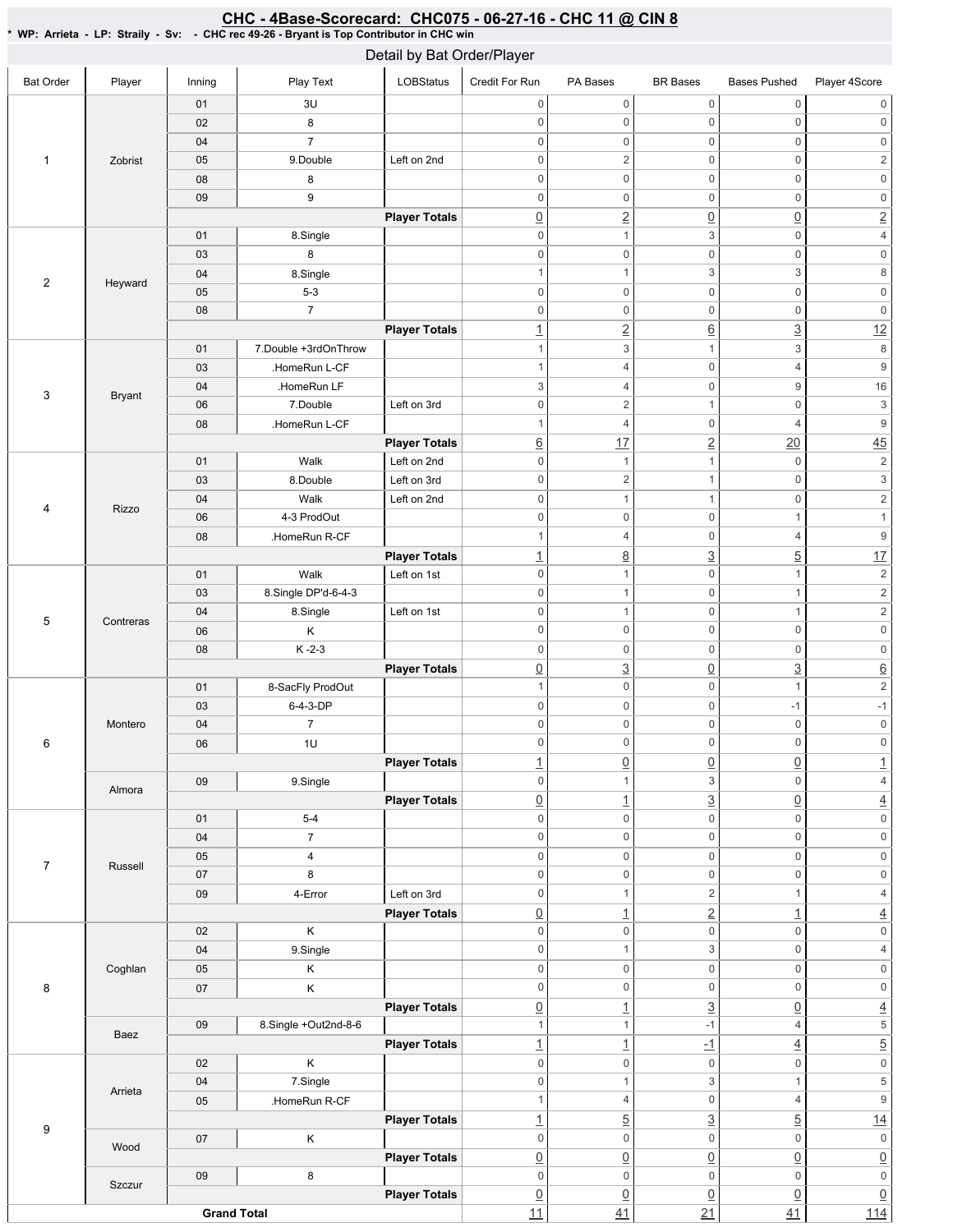## CHC - 4Base-Scorecard: CHC075 - 06-27-16 - CHC 11 @ CIN 8

**\* WP: Arrieta - LP: Straily - Sv: - CHC rec 49-26 - Bryant is Top Contributor in CHC win**

### Detail by Bat Order/Player

| Bat Order | Player | Inning | Play Text | LOBStatus | Credit For Run | PA Bases | BR Bases | Bases Pushed | Player 4Score |
|---|---|---|---|---|---|---|---|---|---|
| 1 | Zobrist | 01 | 3U | | 0 | 0 | 0 | 0 | 0 |
| | | 02 | 8 | | 0 | 0 | 0 | 0 | 0 |
| | | 04 | 7 | | 0 | 0 | 0 | 0 | 0 |
| | | 05 | 9.Double | Left on 2nd | 0 | 2 | 0 | 0 | 2 |
| | | 08 | 8 | | 0 | 0 | 0 | 0 | 0 |
| | | 09 | 9 | | 0 | 0 | 0 | 0 | 0 |
| | | | | **Player Totals** | 0 | 2 | 0 | 0 | 2 |
| 2 | Heyward | 01 | 8.Single | | 0 | 1 | 3 | 0 | 4 |
| | | 03 | 8 | | 0 | 0 | 0 | 0 | 0 |
| | | 04 | 8.Single | | 1 | 1 | 3 | 3 | 8 |
| | | 05 | 5-3 | | 0 | 0 | 0 | 0 | 0 |
| | | 08 | 7 | | 0 | 0 | 0 | 0 | 0 |
| | | | | **Player Totals** | 1 | 2 | 6 | 3 | 12 |
| 3 | Bryant | 01 | 7.Double +3rdOnThrow | | 1 | 3 | 1 | 3 | 8 |
| | | 03 | .HomeRun L-CF | | 1 | 4 | 0 | 4 | 9 |
| | | 04 | .HomeRun LF | | 3 | 4 | 0 | 9 | 16 |
| | | 06 | 7.Double | Left on 3rd | 0 | 2 | 1 | 0 | 3 |
| | | 08 | .HomeRun L-CF | | 1 | 4 | 0 | 4 | 9 |
| | | | | **Player Totals** | 6 | 17 | 2 | 20 | 45 |
| 4 | Rizzo | 01 | Walk | Left on 2nd | 0 | 1 | 1 | 0 | 2 |
| | | 03 | 8.Double | Left on 3rd | 0 | 2 | 1 | 0 | 3 |
| | | 04 | Walk | Left on 2nd | 0 | 1 | 1 | 0 | 2 |
| | | 06 | 4-3 ProdOut | | 0 | 0 | 0 | 1 | 1 |
| | | 08 | .HomeRun R-CF | | 1 | 4 | 0 | 4 | 9 |
| | | | | **Player Totals** | 1 | 8 | 3 | 5 | 17 |
| 5 | Contreras | 01 | Walk | Left on 1st | 0 | 1 | 0 | 1 | 2 |
| | | 03 | 8.Single DP'd-6-4-3 | | 0 | 1 | 0 | 1 | 2 |
| | | 04 | 8.Single | Left on 1st | 0 | 1 | 0 | 1 | 2 |
| | | 06 | K | | 0 | 0 | 0 | 0 | 0 |
| | | 08 | K -2-3 | | 0 | 0 | 0 | 0 | 0 |
| | | | | **Player Totals** | 0 | 3 | 0 | 3 | 6 |
| 6 | Montero | 01 | 8-SacFly ProdOut | | 1 | 0 | 0 | 1 | 2 |
| | | 03 | 6-4-3-DP | | 0 | 0 | 0 | -1 | -1 |
| | | 04 | 7 | | 0 | 0 | 0 | 0 | 0 |
| | | 06 | 1U | | 0 | 0 | 0 | 0 | 0 |
| | | | | **Player Totals** | 1 | 0 | 0 | 0 | 1 |
| | Almora | 09 | 9.Single | | 0 | 1 | 3 | 0 | 4 |
| | | | | **Player Totals** | 0 | 1 | 3 | 0 | 4 |
| 7 | Russell | 01 | 5-4 | | 0 | 0 | 0 | 0 | 0 |
| | | 04 | 7 | | 0 | 0 | 0 | 0 | 0 |
| | | 05 | 4 | | 0 | 0 | 0 | 0 | 0 |
| | | 07 | 8 | | 0 | 0 | 0 | 0 | 0 |
| | | 09 | 4-Error | Left on 3rd | 0 | 1 | 2 | 1 | 4 |
| | | | | **Player Totals** | 0 | 1 | 2 | 1 | 4 |
| 8 | Coghlan | 02 | K | | 0 | 0 | 0 | 0 | 0 |
| | | 04 | 9.Single | | 0 | 1 | 3 | 0 | 4 |
| | | 05 | K | | 0 | 0 | 0 | 0 | 0 |
| | | 07 | K | | 0 | 0 | 0 | 0 | 0 |
| | | | | **Player Totals** | 0 | 1 | 3 | 0 | 4 |
| | Baez | 09 | 8.Single +Out2nd-8-6 | | 1 | 1 | -1 | 4 | 5 |
| | | | | **Player Totals** | 1 | 1 | -1 | 4 | 5 |
| 9 | Arrieta | 02 | K | | 0 | 0 | 0 | 0 | 0 |
| | | 04 | 7.Single | | 0 | 1 | 3 | 1 | 5 |
| | | 05 | .HomeRun R-CF | | 1 | 4 | 0 | 4 | 9 |
| | | | | **Player Totals** | 1 | 5 | 3 | 5 | 14 |
| | Wood | 07 | K | | 0 | 0 | 0 | 0 | 0 |
| | | | | **Player Totals** | 0 | 0 | 0 | 0 | 0 |
| | Szczur | 09 | 8 | | 0 | 0 | 0 | 0 | 0 |
| | | | | **Player Totals** | 0 | 0 | 0 | 0 | 0 |
| **Grand Total** | | | | | 11 | 41 | 21 | 41 | 114 |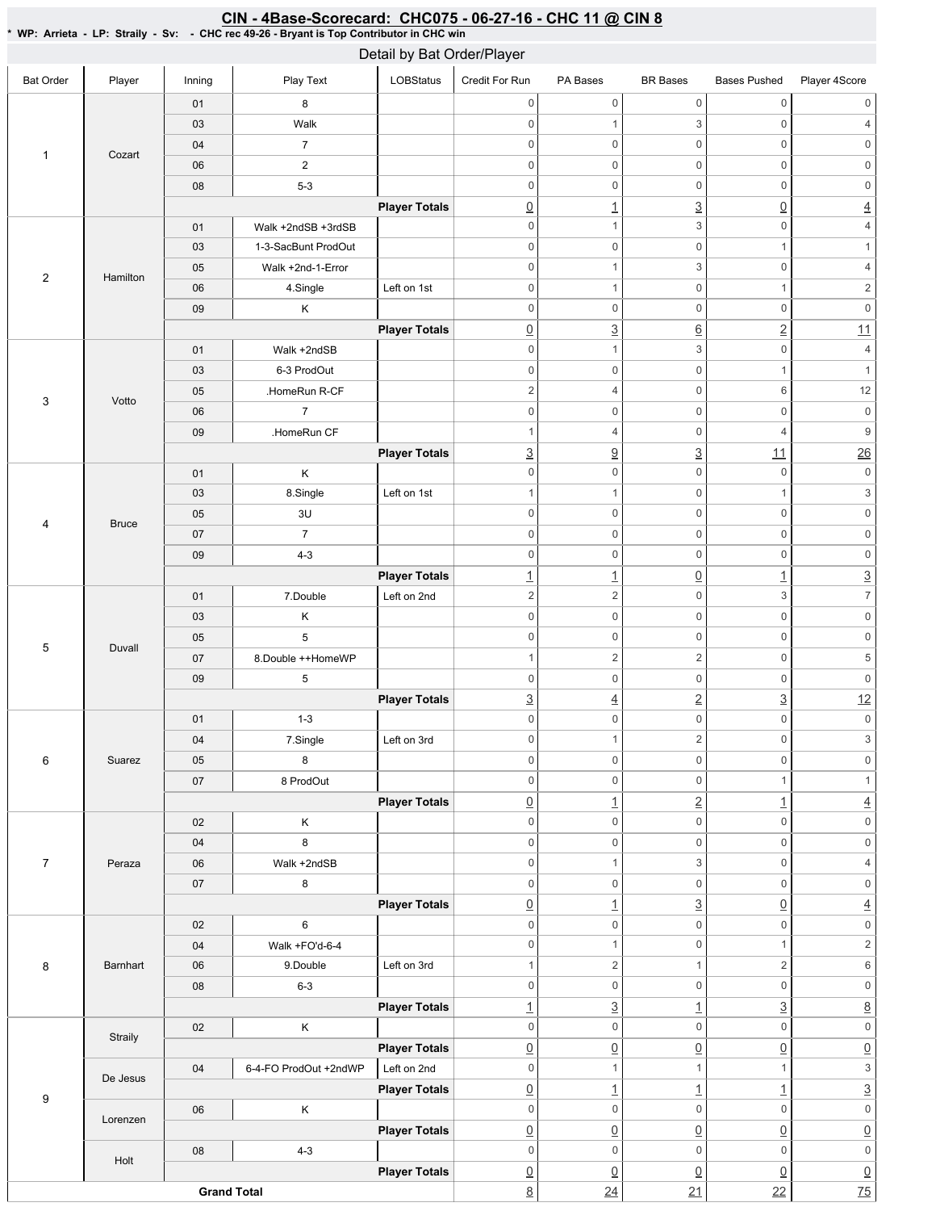## CIN - 4Base-Scorecard: CHC075 - 06-27-16 - CHC 11 @ CIN 8

**\* WP: Arrieta - LP: Straily - Sv: - CHC rec 49-26 - Bryant is Top Contributor in CHC win**

### Detail by Bat Order/Player

| Bat Order | Player | Inning | Play Text | LOBStatus | Credit For Run | PA Bases | BR Bases | Bases Pushed | Player 4Score |
|---|---|---|---|---|---|---|---|---|---|
| 1 | Cozart | 01 | 8 | | 0 | 0 | 0 | 0 | 0 |
| | | 03 | Walk | | 0 | 1 | 3 | 0 | 4 |
| | | 04 | 7 | | 0 | 0 | 0 | 0 | 0 |
| | | 06 | 2 | | 0 | 0 | 0 | 0 | 0 |
| | | 08 | 5-3 | | 0 | 0 | 0 | 0 | 0 |
| | | | | **Player Totals** | 0 | 1 | 3 | 0 | 4 |
| 2 | Hamilton | 01 | Walk +2ndSB +3rdSB | | 0 | 1 | 3 | 0 | 4 |
| | | 03 | 1-3-SacBunt ProdOut | | 0 | 0 | 0 | 1 | 1 |
| | | 05 | Walk +2nd-1-Error | | 0 | 1 | 3 | 0 | 4 |
| | | 06 | 4.Single | Left on 1st | 0 | 1 | 0 | 1 | 2 |
| | | 09 | K | | 0 | 0 | 0 | 0 | 0 |
| | | | | **Player Totals** | 0 | 3 | 6 | 2 | 11 |
| 3 | Votto | 01 | Walk +2ndSB | | 0 | 1 | 3 | 0 | 4 |
| | | 03 | 6-3 ProdOut | | 0 | 0 | 0 | 1 | 1 |
| | | 05 | .HomeRun R-CF | | 2 | 4 | 0 | 6 | 12 |
| | | 06 | 7 | | 0 | 0 | 0 | 0 | 0 |
| | | 09 | .HomeRun CF | | 1 | 4 | 0 | 4 | 9 |
| | | | | **Player Totals** | 3 | 9 | 3 | 11 | 26 |
| 4 | Bruce | 01 | K | | 0 | 0 | 0 | 0 | 0 |
| | | 03 | 8.Single | Left on 1st | 1 | 1 | 0 | 1 | 3 |
| | | 05 | 3U | | 0 | 0 | 0 | 0 | 0 |
| | | 07 | 7 | | 0 | 0 | 0 | 0 | 0 |
| | | 09 | 4-3 | | 0 | 0 | 0 | 0 | 0 |
| | | | | **Player Totals** | 1 | 1 | 0 | 1 | 3 |
| 5 | Duvall | 01 | 7.Double | Left on 2nd | 2 | 2 | 0 | 3 | 7 |
| | | 03 | K | | 0 | 0 | 0 | 0 | 0 |
| | | 05 | 5 | | 0 | 0 | 0 | 0 | 0 |
| | | 07 | 8.Double ++HomeWP | | 1 | 2 | 2 | 0 | 5 |
| | | 09 | 5 | | 0 | 0 | 0 | 0 | 0 |
| | | | | **Player Totals** | 3 | 4 | 2 | 3 | 12 |
| 6 | Suarez | 01 | 1-3 | | 0 | 0 | 0 | 0 | 0 |
| | | 04 | 7.Single | Left on 3rd | 0 | 1 | 2 | 0 | 3 |
| | | 05 | 8 | | 0 | 0 | 0 | 0 | 0 |
| | | 07 | 8 ProdOut | | 0 | 0 | 0 | 1 | 1 |
| | | | | **Player Totals** | 0 | 1 | 2 | 1 | 4 |
| 7 | Peraza | 02 | K | | 0 | 0 | 0 | 0 | 0 |
| | | 04 | 8 | | 0 | 0 | 0 | 0 | 0 |
| | | 06 | Walk +2ndSB | | 0 | 1 | 3 | 0 | 4 |
| | | 07 | 8 | | 0 | 0 | 0 | 0 | 0 |
| | | | | **Player Totals** | 0 | 1 | 3 | 0 | 4 |
| 8 | Barnhart | 02 | 6 | | 0 | 0 | 0 | 0 | 0 |
| | | 04 | Walk +FO'd-6-4 | | 0 | 1 | 0 | 1 | 2 |
| | | 06 | 9.Double | Left on 3rd | 1 | 2 | 1 | 2 | 6 |
| | | 08 | 6-3 | | 0 | 0 | 0 | 0 | 0 |
| | | | | **Player Totals** | 1 | 3 | 1 | 3 | 8 |
| 9 | Straily | 02 | K | | 0 | 0 | 0 | 0 | 0 |
| | | | | **Player Totals** | 0 | 0 | 0 | 0 | 0 |
| | De Jesus | 04 | 6-4-FO ProdOut +2ndWP | Left on 2nd | 0 | 1 | 1 | 1 | 3 |
| | | | | **Player Totals** | 0 | 1 | 1 | 1 | 3 |
| | Lorenzen | 06 | K | | 0 | 0 | 0 | 0 | 0 |
| | | | | **Player Totals** | 0 | 0 | 0 | 0 | 0 |
| | Holt | 08 | 4-3 | | 0 | 0 | 0 | 0 | 0 |
| | | | | **Player Totals** | 0 | 0 | 0 | 0 | 0 |
| **Grand Total** | | | | | 8 | 24 | 21 | 22 | 75 |